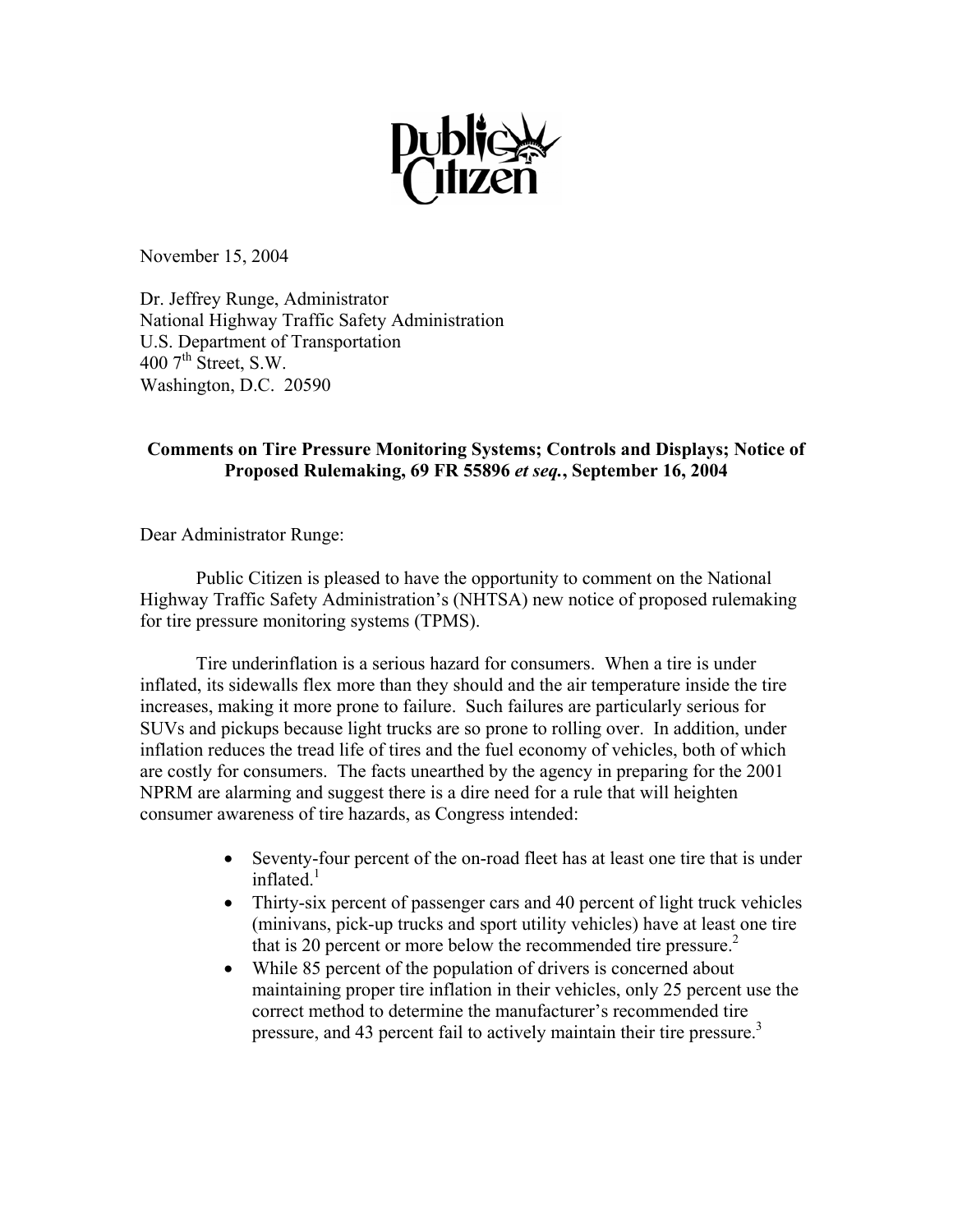Public Citizen

November 15, 2004

Dr. Jeffrey Runge, Administrator
National Highway Traffic Safety Administration
U.S. Department of Transportation
400 7th Street, S.W.
Washington, D.C. 20590

**Comments on Tire Pressure Monitoring Systems; Controls and Displays; Notice of Proposed Rulemaking, 69 FR 55896 *et seq.*, September 16, 2004**

Dear Administrator Runge:

Public Citizen is pleased to have the opportunity to comment on the National Highway Traffic Safety Administration's (NHTSA) new notice of proposed rulemaking for tire pressure monitoring systems (TPMS).

Tire underinflation is a serious hazard for consumers. When a tire is under inflated, its sidewalls flex more than they should and the air temperature inside the tire increases, making it more prone to failure. Such failures are particularly serious for SUVs and pickups because light trucks are so prone to rolling over. In addition, under inflation reduces the tread life of tires and the fuel economy of vehicles, both of which are costly for consumers. The facts unearthed by the agency in preparing for the 2001 NPRM are alarming and suggest there is a dire need for a rule that will heighten consumer awareness of tire hazards, as Congress intended:

- Seventy-four percent of the on-road fleet has at least one tire that is under inflated.[1]
- Thirty-six percent of passenger cars and 40 percent of light truck vehicles (minivans, pick-up trucks and sport utility vehicles) have at least one tire that is 20 percent or more below the recommended tire pressure.[2]
- While 85 percent of the population of drivers is concerned about maintaining proper tire inflation in their vehicles, only 25 percent use the correct method to determine the manufacturer's recommended tire pressure, and 43 percent fail to actively maintain their tire pressure.[3]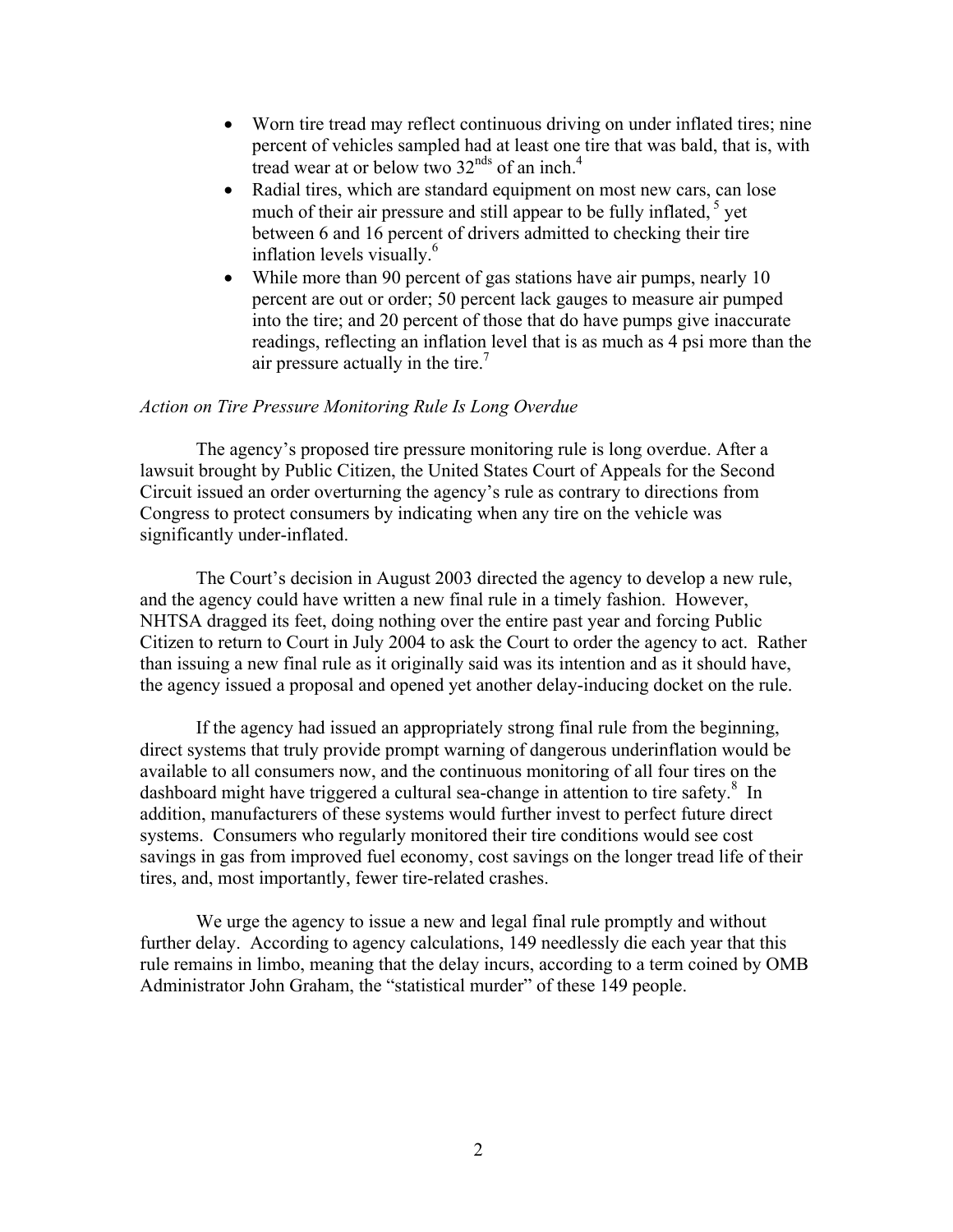- Worn tire tread may reflect continuous driving on under inflated tires; nine percent of vehicles sampled had at least one tire that was bald, that is, with tread wear at or below two 32nds of an inch.[4]
- Radial tires, which are standard equipment on most new cars, can lose much of their air pressure and still appear to be fully inflated,[5] yet between 6 and 16 percent of drivers admitted to checking their tire inflation levels visually.[6]
- While more than 90 percent of gas stations have air pumps, nearly 10 percent are out or order; 50 percent lack gauges to measure air pumped into the tire; and 20 percent of those that do have pumps give inaccurate readings, reflecting an inflation level that is as much as 4 psi more than the air pressure actually in the tire.[7]

*Action on Tire Pressure Monitoring Rule Is Long Overdue*

The agency's proposed tire pressure monitoring rule is long overdue. After a lawsuit brought by Public Citizen, the United States Court of Appeals for the Second Circuit issued an order overturning the agency's rule as contrary to directions from Congress to protect consumers by indicating when any tire on the vehicle was significantly under-inflated.

The Court's decision in August 2003 directed the agency to develop a new rule, and the agency could have written a new final rule in a timely fashion. However, NHTSA dragged its feet, doing nothing over the entire past year and forcing Public Citizen to return to Court in July 2004 to ask the Court to order the agency to act. Rather than issuing a new final rule as it originally said was its intention and as it should have, the agency issued a proposal and opened yet another delay-inducing docket on the rule.

If the agency had issued an appropriately strong final rule from the beginning, direct systems that truly provide prompt warning of dangerous underinflation would be available to all consumers now, and the continuous monitoring of all four tires on the dashboard might have triggered a cultural sea-change in attention to tire safety.[8] In addition, manufacturers of these systems would further invest to perfect future direct systems. Consumers who regularly monitored their tire conditions would see cost savings in gas from improved fuel economy, cost savings on the longer tread life of their tires, and, most importantly, fewer tire-related crashes.

We urge the agency to issue a new and legal final rule promptly and without further delay. According to agency calculations, 149 needlessly die each year that this rule remains in limbo, meaning that the delay incurs, according to a term coined by OMB Administrator John Graham, the "statistical murder" of these 149 people.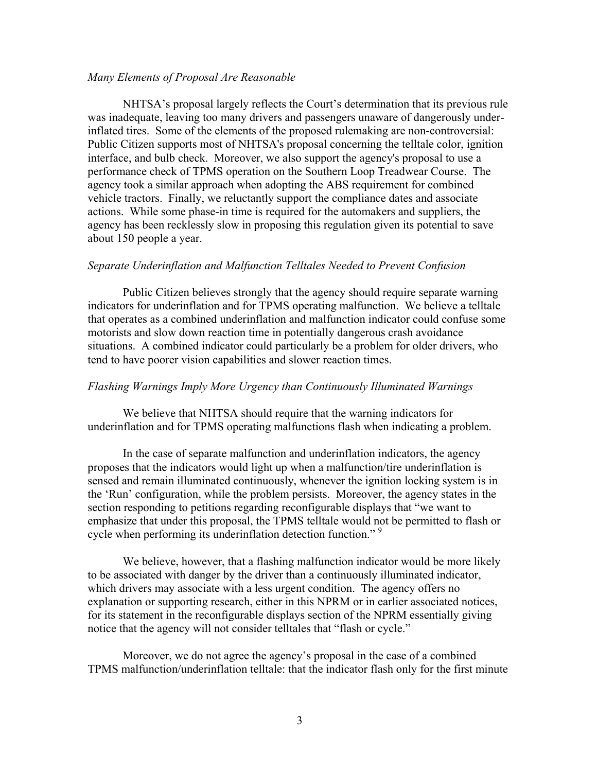*Many Elements of Proposal Are Reasonable*

NHTSA's proposal largely reflects the Court's determination that its previous rule was inadequate, leaving too many drivers and passengers unaware of dangerously under-inflated tires. Some of the elements of the proposed rulemaking are non-controversial: Public Citizen supports most of NHTSA's proposal concerning the telltale color, ignition interface, and bulb check. Moreover, we also support the agency's proposal to use a performance check of TPMS operation on the Southern Loop Treadwear Course. The agency took a similar approach when adopting the ABS requirement for combined vehicle tractors. Finally, we reluctantly support the compliance dates and associate actions. While some phase-in time is required for the automakers and suppliers, the agency has been recklessly slow in proposing this regulation given its potential to save about 150 people a year.

*Separate Underinflation and Malfunction Telltales Needed to Prevent Confusion*

Public Citizen believes strongly that the agency should require separate warning indicators for underinflation and for TPMS operating malfunction. We believe a telltale that operates as a combined underinflation and malfunction indicator could confuse some motorists and slow down reaction time in potentially dangerous crash avoidance situations. A combined indicator could particularly be a problem for older drivers, who tend to have poorer vision capabilities and slower reaction times.

*Flashing Warnings Imply More Urgency than Continuously Illuminated Warnings*

We believe that NHTSA should require that the warning indicators for underinflation and for TPMS operating malfunctions flash when indicating a problem.

In the case of separate malfunction and underinflation indicators, the agency proposes that the indicators would light up when a malfunction/tire underinflation is sensed and remain illuminated continuously, whenever the ignition locking system is in the 'Run' configuration, while the problem persists. Moreover, the agency states in the section responding to petitions regarding reconfigurable displays that "we want to emphasize that under this proposal, the TPMS telltale would not be permitted to flash or cycle when performing its underinflation detection function." [9]

We believe, however, that a flashing malfunction indicator would be more likely to be associated with danger by the driver than a continuously illuminated indicator, which drivers may associate with a less urgent condition. The agency offers no explanation or supporting research, either in this NPRM or in earlier associated notices, for its statement in the reconfigurable displays section of the NPRM essentially giving notice that the agency will not consider telltales that "flash or cycle."

Moreover, we do not agree the agency's proposal in the case of a combined TPMS malfunction/underinflation telltale: that the indicator flash only for the first minute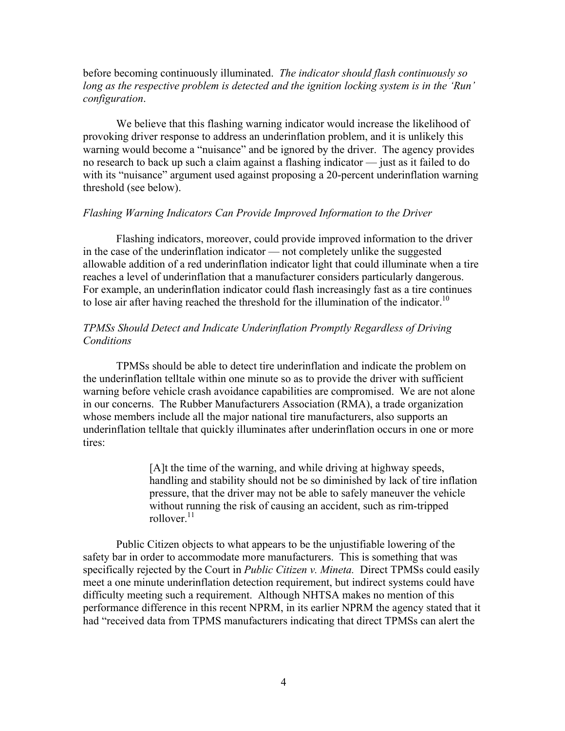before becoming continuously illuminated. *The indicator should flash continuously so long as the respective problem is detected and the ignition locking system is in the 'Run' configuration*.

We believe that this flashing warning indicator would increase the likelihood of provoking driver response to address an underinflation problem, and it is unlikely this warning would become a "nuisance" and be ignored by the driver. The agency provides no research to back up such a claim against a flashing indicator — just as it failed to do with its "nuisance" argument used against proposing a 20-percent underinflation warning threshold (see below).

*Flashing Warning Indicators Can Provide Improved Information to the Driver*

Flashing indicators, moreover, could provide improved information to the driver in the case of the underinflation indicator — not completely unlike the suggested allowable addition of a red underinflation indicator light that could illuminate when a tire reaches a level of underinflation that a manufacturer considers particularly dangerous. For example, an underinflation indicator could flash increasingly fast as a tire continues to lose air after having reached the threshold for the illumination of the indicator.[10]

*TPMSs Should Detect and Indicate Underinflation Promptly Regardless of Driving Conditions*

TPMSs should be able to detect tire underinflation and indicate the problem on the underinflation telltale within one minute so as to provide the driver with sufficient warning before vehicle crash avoidance capabilities are compromised. We are not alone in our concerns. The Rubber Manufacturers Association (RMA), a trade organization whose members include all the major national tire manufacturers, also supports an underinflation telltale that quickly illuminates after underinflation occurs in one or more tires:

> [A]t the time of the warning, and while driving at highway speeds, handling and stability should not be so diminished by lack of tire inflation pressure, that the driver may not be able to safely maneuver the vehicle without running the risk of causing an accident, such as rim-tripped rollover.[11]

Public Citizen objects to what appears to be the unjustifiable lowering of the safety bar in order to accommodate more manufacturers. This is something that was specifically rejected by the Court in *Public Citizen v. Mineta.* Direct TPMSs could easily meet a one minute underinflation detection requirement, but indirect systems could have difficulty meeting such a requirement. Although NHTSA makes no mention of this performance difference in this recent NPRM, in its earlier NPRM the agency stated that it had "received data from TPMS manufacturers indicating that direct TPMSs can alert the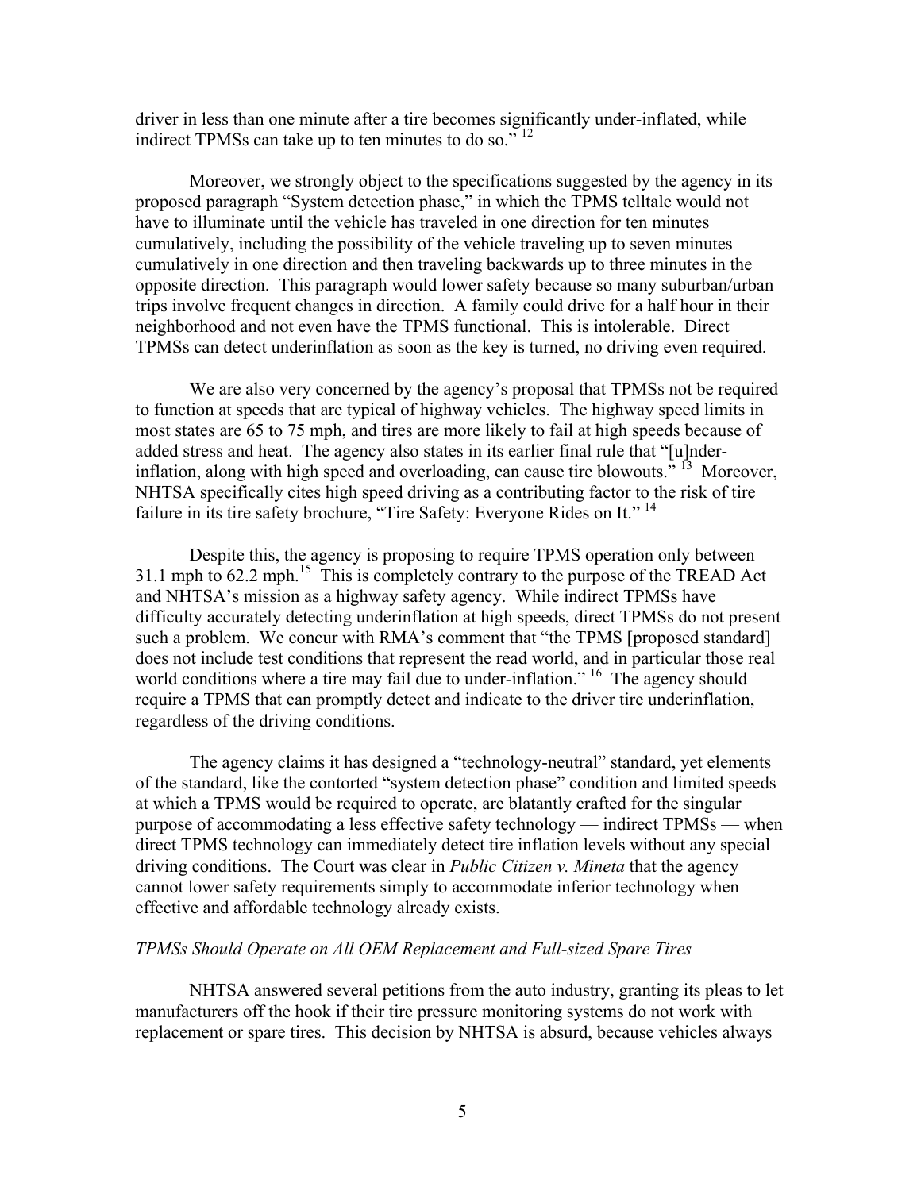driver in less than one minute after a tire becomes significantly under-inflated, while indirect TPMSs can take up to ten minutes to do so." [12]

Moreover, we strongly object to the specifications suggested by the agency in its proposed paragraph "System detection phase," in which the TPMS telltale would not have to illuminate until the vehicle has traveled in one direction for ten minutes cumulatively, including the possibility of the vehicle traveling up to seven minutes cumulatively in one direction and then traveling backwards up to three minutes in the opposite direction. This paragraph would lower safety because so many suburban/urban trips involve frequent changes in direction. A family could drive for a half hour in their neighborhood and not even have the TPMS functional. This is intolerable. Direct TPMSs can detect underinflation as soon as the key is turned, no driving even required.

We are also very concerned by the agency's proposal that TPMSs not be required to function at speeds that are typical of highway vehicles. The highway speed limits in most states are 65 to 75 mph, and tires are more likely to fail at high speeds because of added stress and heat. The agency also states in its earlier final rule that "[u]nder-inflation, along with high speed and overloading, can cause tire blowouts." [13] Moreover, NHTSA specifically cites high speed driving as a contributing factor to the risk of tire failure in its tire safety brochure, "Tire Safety: Everyone Rides on It." [14]

Despite this, the agency is proposing to require TPMS operation only between 31.1 mph to 62.2 mph.[15] This is completely contrary to the purpose of the TREAD Act and NHTSA's mission as a highway safety agency. While indirect TPMSs have difficulty accurately detecting underinflation at high speeds, direct TPMSs do not present such a problem. We concur with RMA's comment that "the TPMS [proposed standard] does not include test conditions that represent the read world, and in particular those real world conditions where a tire may fail due to under-inflation." [16] The agency should require a TPMS that can promptly detect and indicate to the driver tire underinflation, regardless of the driving conditions.

The agency claims it has designed a "technology-neutral" standard, yet elements of the standard, like the contorted "system detection phase" condition and limited speeds at which a TPMS would be required to operate, are blatantly crafted for the singular purpose of accommodating a less effective safety technology — indirect TPMSs — when direct TPMS technology can immediately detect tire inflation levels without any special driving conditions. The Court was clear in *Public Citizen v. Mineta* that the agency cannot lower safety requirements simply to accommodate inferior technology when effective and affordable technology already exists.

*TPMSs Should Operate on All OEM Replacement and Full-sized Spare Tires*

NHTSA answered several petitions from the auto industry, granting its pleas to let manufacturers off the hook if their tire pressure monitoring systems do not work with replacement or spare tires. This decision by NHTSA is absurd, because vehicles always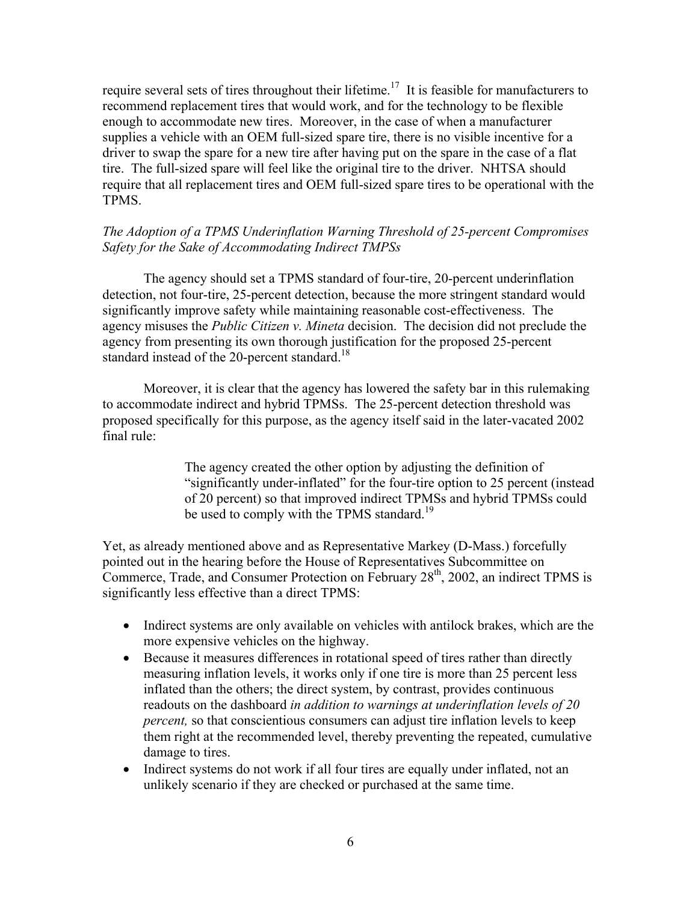require several sets of tires throughout their lifetime.[17] It is feasible for manufacturers to recommend replacement tires that would work, and for the technology to be flexible enough to accommodate new tires. Moreover, in the case of when a manufacturer supplies a vehicle with an OEM full-sized spare tire, there is no visible incentive for a driver to swap the spare for a new tire after having put on the spare in the case of a flat tire. The full-sized spare will feel like the original tire to the driver. NHTSA should require that all replacement tires and OEM full-sized spare tires to be operational with the TPMS.

*The Adoption of a TPMS Underinflation Warning Threshold of 25-percent Compromises Safety for the Sake of Accommodating Indirect TMPSs*

The agency should set a TPMS standard of four-tire, 20-percent underinflation detection, not four-tire, 25-percent detection, because the more stringent standard would significantly improve safety while maintaining reasonable cost-effectiveness. The agency misuses the *Public Citizen v. Mineta* decision. The decision did not preclude the agency from presenting its own thorough justification for the proposed 25-percent standard instead of the 20-percent standard.[18]

Moreover, it is clear that the agency has lowered the safety bar in this rulemaking to accommodate indirect and hybrid TPMSs. The 25-percent detection threshold was proposed specifically for this purpose, as the agency itself said in the later-vacated 2002 final rule:

> The agency created the other option by adjusting the definition of "significantly under-inflated" for the four-tire option to 25 percent (instead of 20 percent) so that improved indirect TPMSs and hybrid TPMSs could be used to comply with the TPMS standard.[19]

Yet, as already mentioned above and as Representative Markey (D-Mass.) forcefully pointed out in the hearing before the House of Representatives Subcommittee on Commerce, Trade, and Consumer Protection on February 28th, 2002, an indirect TPMS is significantly less effective than a direct TPMS:

- Indirect systems are only available on vehicles with antilock brakes, which are the more expensive vehicles on the highway.
- Because it measures differences in rotational speed of tires rather than directly measuring inflation levels, it works only if one tire is more than 25 percent less inflated than the others; the direct system, by contrast, provides continuous readouts on the dashboard *in addition to warnings at underinflation levels of 20 percent,* so that conscientious consumers can adjust tire inflation levels to keep them right at the recommended level, thereby preventing the repeated, cumulative damage to tires.
- Indirect systems do not work if all four tires are equally under inflated, not an unlikely scenario if they are checked or purchased at the same time.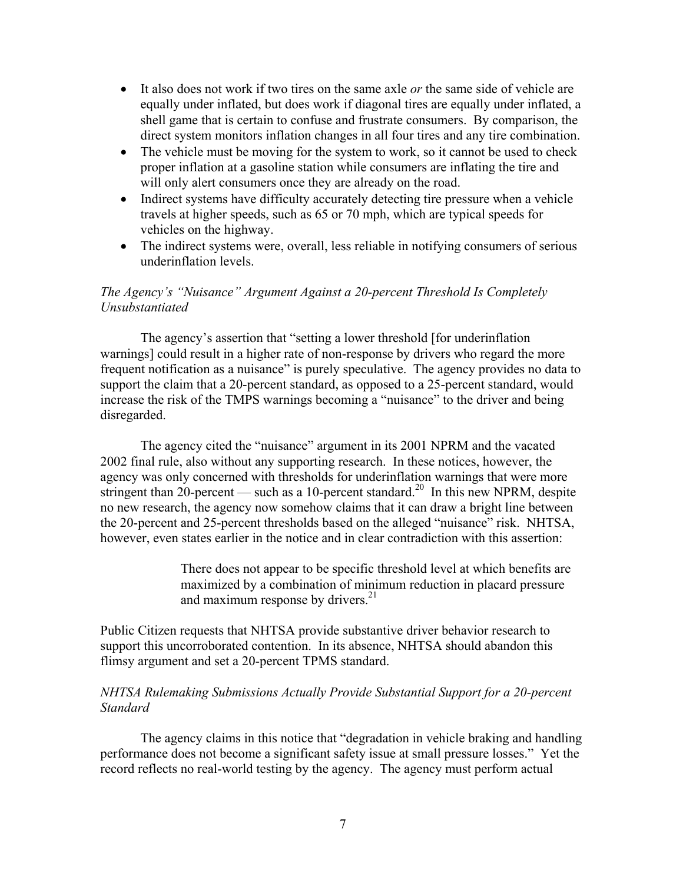- It also does not work if two tires on the same axle *or* the same side of vehicle are equally under inflated, but does work if diagonal tires are equally under inflated, a shell game that is certain to confuse and frustrate consumers. By comparison, the direct system monitors inflation changes in all four tires and any tire combination.
- The vehicle must be moving for the system to work, so it cannot be used to check proper inflation at a gasoline station while consumers are inflating the tire and will only alert consumers once they are already on the road.
- Indirect systems have difficulty accurately detecting tire pressure when a vehicle travels at higher speeds, such as 65 or 70 mph, which are typical speeds for vehicles on the highway.
- The indirect systems were, overall, less reliable in notifying consumers of serious underinflation levels.

*The Agency's "Nuisance" Argument Against a 20-percent Threshold Is Completely Unsubstantiated*

The agency's assertion that "setting a lower threshold [for underinflation warnings] could result in a higher rate of non-response by drivers who regard the more frequent notification as a nuisance" is purely speculative. The agency provides no data to support the claim that a 20-percent standard, as opposed to a 25-percent standard, would increase the risk of the TMPS warnings becoming a "nuisance" to the driver and being disregarded.

The agency cited the "nuisance" argument in its 2001 NPRM and the vacated 2002 final rule, also without any supporting research. In these notices, however, the agency was only concerned with thresholds for underinflation warnings that were more stringent than 20-percent — such as a 10-percent standard.[20] In this new NPRM, despite no new research, the agency now somehow claims that it can draw a bright line between the 20-percent and 25-percent thresholds based on the alleged "nuisance" risk. NHTSA, however, even states earlier in the notice and in clear contradiction with this assertion:

> There does not appear to be specific threshold level at which benefits are maximized by a combination of minimum reduction in placard pressure and maximum response by drivers.[21]

Public Citizen requests that NHTSA provide substantive driver behavior research to support this uncorroborated contention. In its absence, NHTSA should abandon this flimsy argument and set a 20-percent TPMS standard.

*NHTSA Rulemaking Submissions Actually Provide Substantial Support for a 20-percent Standard*

The agency claims in this notice that "degradation in vehicle braking and handling performance does not become a significant safety issue at small pressure losses." Yet the record reflects no real-world testing by the agency. The agency must perform actual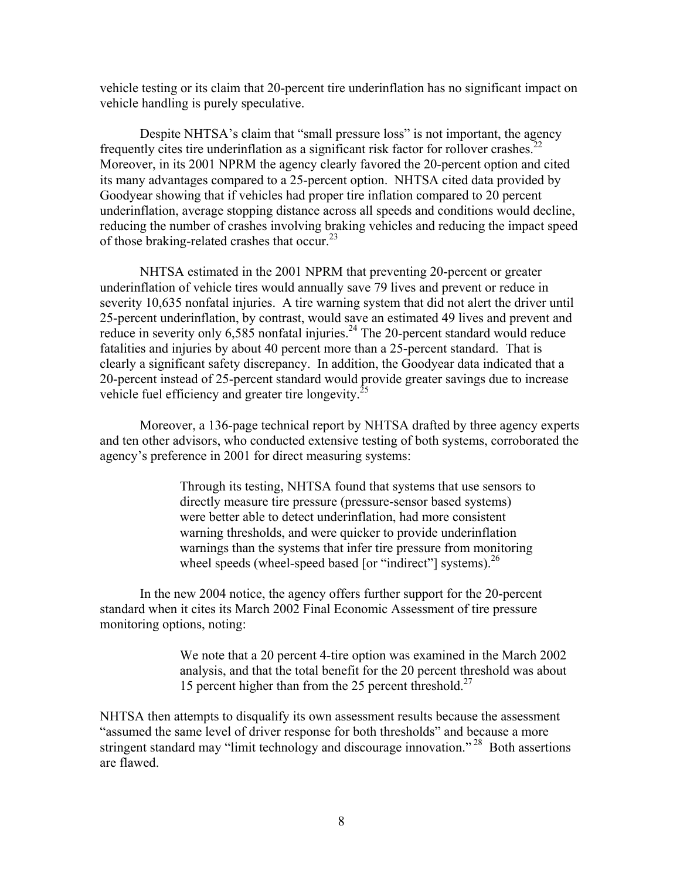vehicle testing or its claim that 20-percent tire underinflation has no significant impact on vehicle handling is purely speculative.

Despite NHTSA's claim that "small pressure loss" is not important, the agency frequently cites tire underinflation as a significant risk factor for rollover crashes.[22] Moreover, in its 2001 NPRM the agency clearly favored the 20-percent option and cited its many advantages compared to a 25-percent option. NHTSA cited data provided by Goodyear showing that if vehicles had proper tire inflation compared to 20 percent underinflation, average stopping distance across all speeds and conditions would decline, reducing the number of crashes involving braking vehicles and reducing the impact speed of those braking-related crashes that occur.[23]

NHTSA estimated in the 2001 NPRM that preventing 20-percent or greater underinflation of vehicle tires would annually save 79 lives and prevent or reduce in severity 10,635 nonfatal injuries. A tire warning system that did not alert the driver until 25-percent underinflation, by contrast, would save an estimated 49 lives and prevent and reduce in severity only 6,585 nonfatal injuries.[24] The 20-percent standard would reduce fatalities and injuries by about 40 percent more than a 25-percent standard. That is clearly a significant safety discrepancy. In addition, the Goodyear data indicated that a 20-percent instead of 25-percent standard would provide greater savings due to increase vehicle fuel efficiency and greater tire longevity.[25]

Moreover, a 136-page technical report by NHTSA drafted by three agency experts and ten other advisors, who conducted extensive testing of both systems, corroborated the agency's preference in 2001 for direct measuring systems:

> Through its testing, NHTSA found that systems that use sensors to directly measure tire pressure (pressure-sensor based systems) were better able to detect underinflation, had more consistent warning thresholds, and were quicker to provide underinflation warnings than the systems that infer tire pressure from monitoring wheel speeds (wheel-speed based [or "indirect"] systems).[26]

In the new 2004 notice, the agency offers further support for the 20-percent standard when it cites its March 2002 Final Economic Assessment of tire pressure monitoring options, noting:

> We note that a 20 percent 4-tire option was examined in the March 2002 analysis, and that the total benefit for the 20 percent threshold was about 15 percent higher than from the 25 percent threshold.[27]

NHTSA then attempts to disqualify its own assessment results because the assessment "assumed the same level of driver response for both thresholds" and because a more stringent standard may "limit technology and discourage innovation."[28] Both assertions are flawed.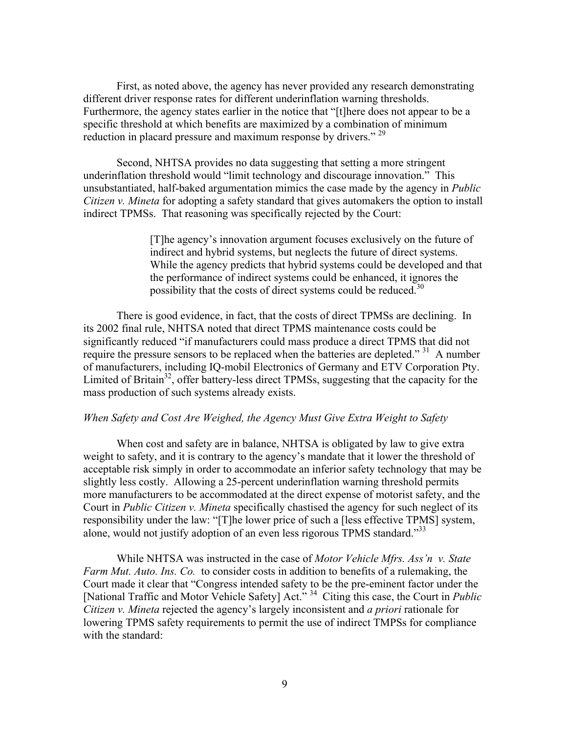First, as noted above, the agency has never provided any research demonstrating different driver response rates for different underinflation warning thresholds. Furthermore, the agency states earlier in the notice that "[t]here does not appear to be a specific threshold at which benefits are maximized by a combination of minimum reduction in placard pressure and maximum response by drivers." [29]

Second, NHTSA provides no data suggesting that setting a more stringent underinflation threshold would "limit technology and discourage innovation." This unsubstantiated, half-baked argumentation mimics the case made by the agency in *Public Citizen v. Mineta* for adopting a safety standard that gives automakers the option to install indirect TPMSs. That reasoning was specifically rejected by the Court:

> [T]he agency's innovation argument focuses exclusively on the future of indirect and hybrid systems, but neglects the future of direct systems. While the agency predicts that hybrid systems could be developed and that the performance of indirect systems could be enhanced, it ignores the possibility that the costs of direct systems could be reduced.[30]

There is good evidence, in fact, that the costs of direct TPMSs are declining. In its 2002 final rule, NHTSA noted that direct TPMS maintenance costs could be significantly reduced "if manufacturers could mass produce a direct TPMS that did not require the pressure sensors to be replaced when the batteries are depleted." [31] A number of manufacturers, including IQ-mobil Electronics of Germany and ETV Corporation Pty. Limited of Britain[32], offer battery-less direct TPMSs, suggesting that the capacity for the mass production of such systems already exists.

*When Safety and Cost Are Weighed, the Agency Must Give Extra Weight to Safety*

When cost and safety are in balance, NHTSA is obligated by law to give extra weight to safety, and it is contrary to the agency's mandate that it lower the threshold of acceptable risk simply in order to accommodate an inferior safety technology that may be slightly less costly. Allowing a 25-percent underinflation warning threshold permits more manufacturers to be accommodated at the direct expense of motorist safety, and the Court in *Public Citizen v. Mineta* specifically chastised the agency for such neglect of its responsibility under the law: "[T]he lower price of such a [less effective TPMS] system, alone, would not justify adoption of an even less rigorous TPMS standard."[33]

While NHTSA was instructed in the case of *Motor Vehicle Mfrs. Ass'n v. State Farm Mut. Auto. Ins. Co.* to consider costs in addition to benefits of a rulemaking, the Court made it clear that "Congress intended safety to be the pre-eminent factor under the [National Traffic and Motor Vehicle Safety] Act." [34] Citing this case, the Court in *Public Citizen v. Mineta* rejected the agency's largely inconsistent and *a priori* rationale for lowering TPMS safety requirements to permit the use of indirect TMPSs for compliance with the standard: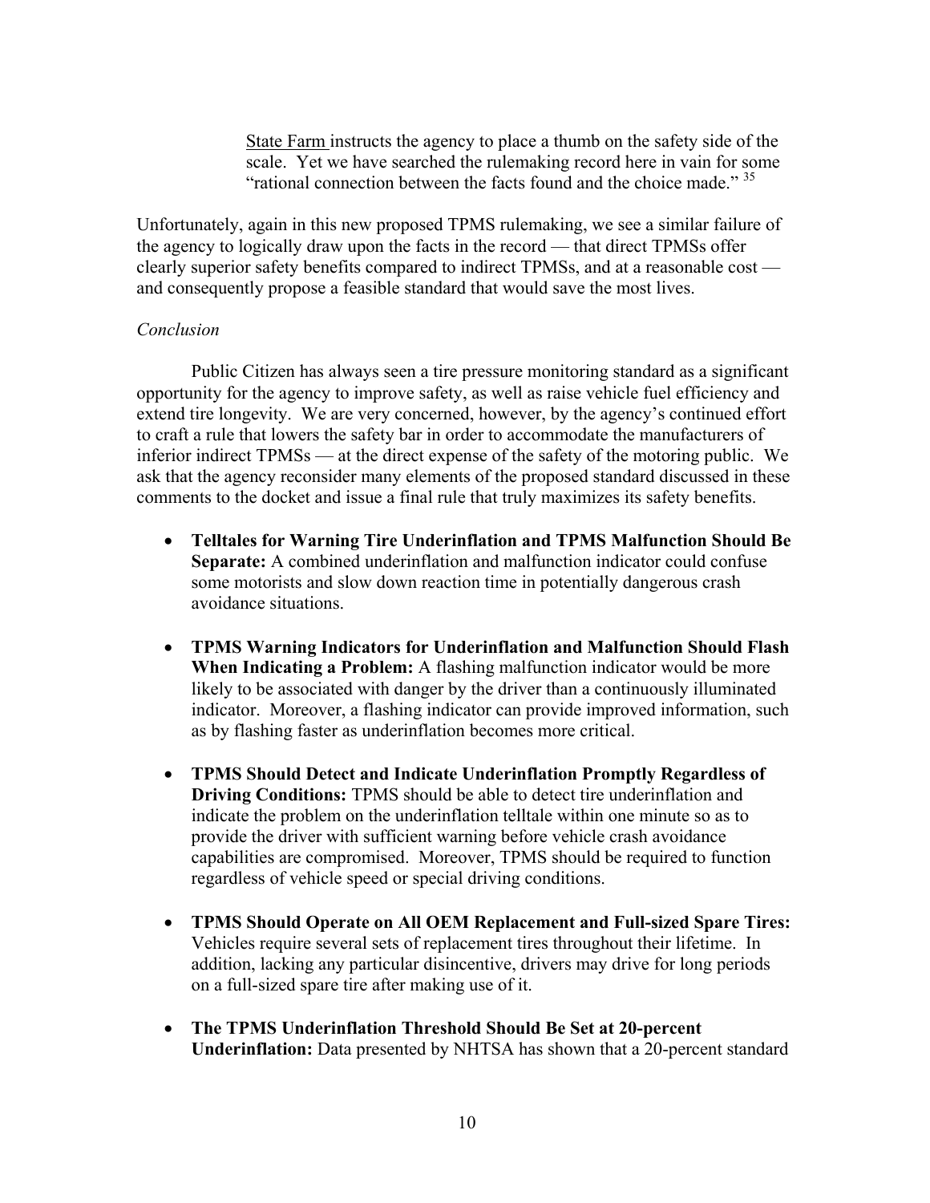> State Farm instructs the agency to place a thumb on the safety side of the scale. Yet we have searched the rulemaking record here in vain for some "rational connection between the facts found and the choice made." [35]

Unfortunately, again in this new proposed TPMS rulemaking, we see a similar failure of the agency to logically draw upon the facts in the record — that direct TPMSs offer clearly superior safety benefits compared to indirect TPMSs, and at a reasonable cost — and consequently propose a feasible standard that would save the most lives.

*Conclusion*

Public Citizen has always seen a tire pressure monitoring standard as a significant opportunity for the agency to improve safety, as well as raise vehicle fuel efficiency and extend tire longevity. We are very concerned, however, by the agency's continued effort to craft a rule that lowers the safety bar in order to accommodate the manufacturers of inferior indirect TPMSs — at the direct expense of the safety of the motoring public. We ask that the agency reconsider many elements of the proposed standard discussed in these comments to the docket and issue a final rule that truly maximizes its safety benefits.

- **Telltales for Warning Tire Underinflation and TPMS Malfunction Should Be Separate:** A combined underinflation and malfunction indicator could confuse some motorists and slow down reaction time in potentially dangerous crash avoidance situations.

- **TPMS Warning Indicators for Underinflation and Malfunction Should Flash When Indicating a Problem:** A flashing malfunction indicator would be more likely to be associated with danger by the driver than a continuously illuminated indicator. Moreover, a flashing indicator can provide improved information, such as by flashing faster as underinflation becomes more critical.

- **TPMS Should Detect and Indicate Underinflation Promptly Regardless of Driving Conditions:** TPMS should be able to detect tire underinflation and indicate the problem on the underinflation telltale within one minute so as to provide the driver with sufficient warning before vehicle crash avoidance capabilities are compromised. Moreover, TPMS should be required to function regardless of vehicle speed or special driving conditions.

- **TPMS Should Operate on All OEM Replacement and Full-sized Spare Tires:** Vehicles require several sets of replacement tires throughout their lifetime. In addition, lacking any particular disincentive, drivers may drive for long periods on a full-sized spare tire after making use of it.

- **The TPMS Underinflation Threshold Should Be Set at 20-percent Underinflation:** Data presented by NHTSA has shown that a 20-percent standard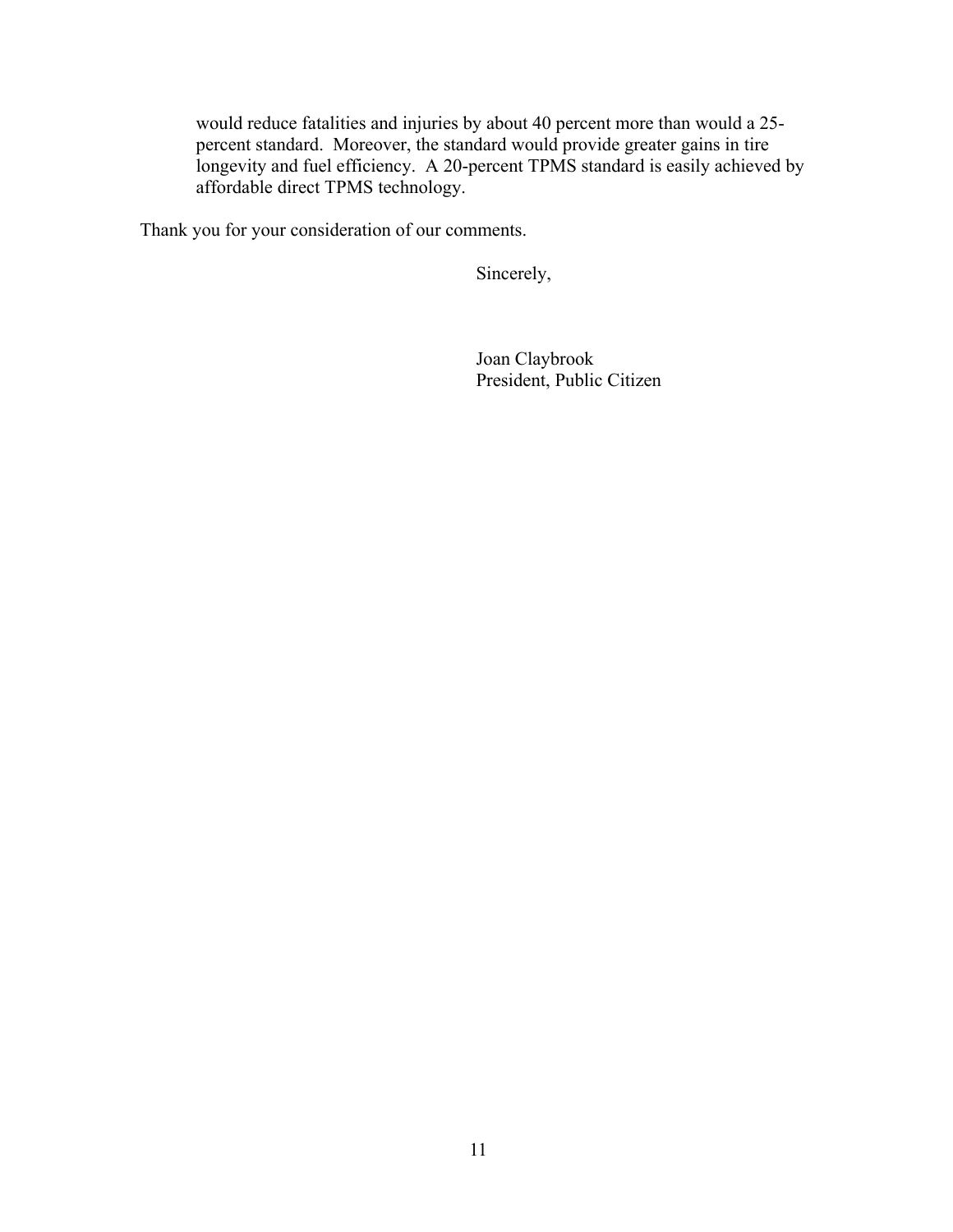would reduce fatalities and injuries by about 40 percent more than would a 25-percent standard. Moreover, the standard would provide greater gains in tire longevity and fuel efficiency. A 20-percent TPMS standard is easily achieved by affordable direct TPMS technology.

Thank you for your consideration of our comments.

Sincerely,

Joan Claybrook
President, Public Citizen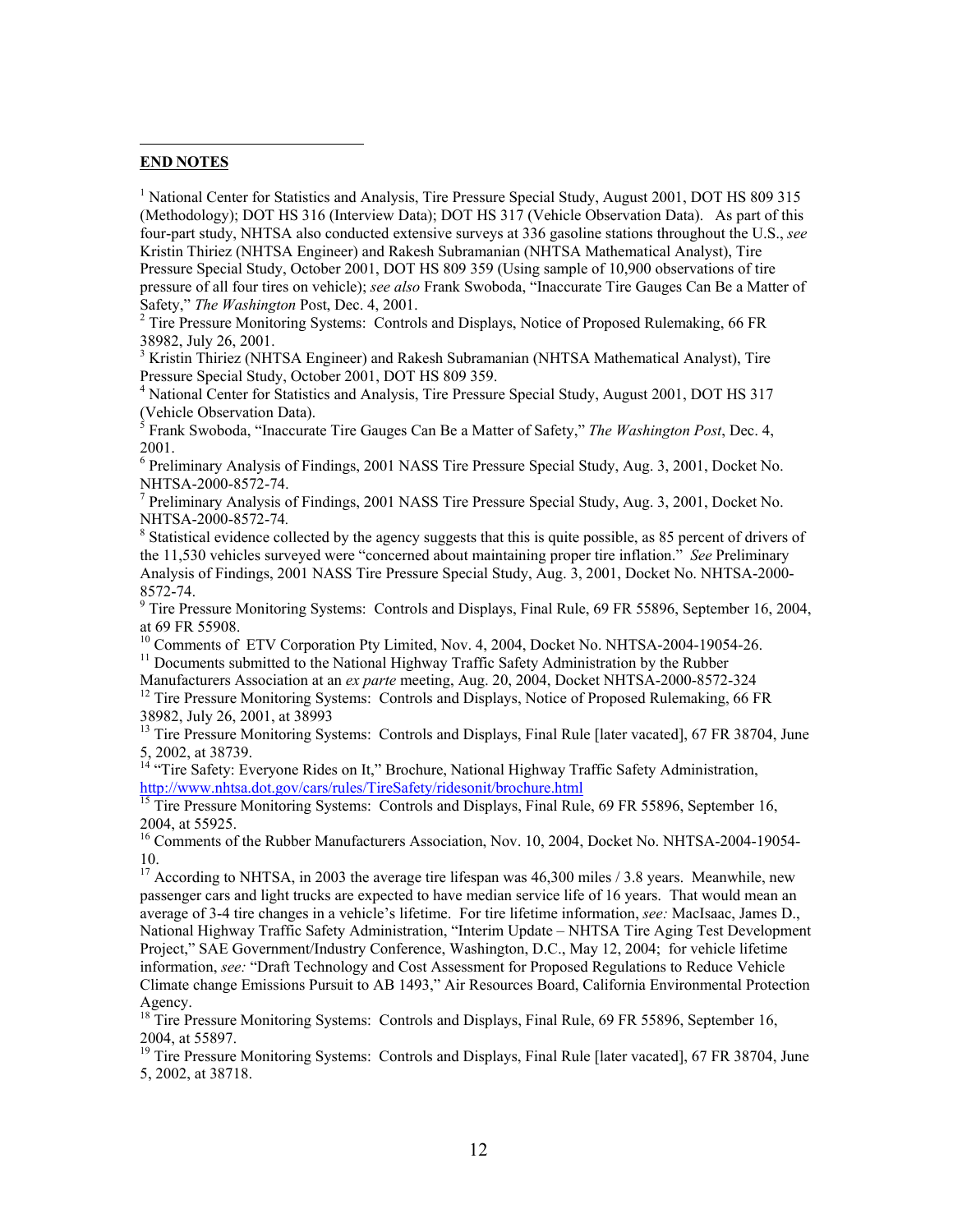## END NOTES

[1] National Center for Statistics and Analysis, Tire Pressure Special Study, August 2001, DOT HS 809 315 (Methodology); DOT HS 316 (Interview Data); DOT HS 317 (Vehicle Observation Data). As part of this four-part study, NHTSA also conducted extensive surveys at 336 gasoline stations throughout the U.S., *see* Kristin Thiriez (NHTSA Engineer) and Rakesh Subramanian (NHTSA Mathematical Analyst), Tire Pressure Special Study, October 2001, DOT HS 809 359 (Using sample of 10,900 observations of tire pressure of all four tires on vehicle); *see also* Frank Swoboda, "Inaccurate Tire Gauges Can Be a Matter of Safety," *The Washington* Post, Dec. 4, 2001.

[2] Tire Pressure Monitoring Systems: Controls and Displays, Notice of Proposed Rulemaking, 66 FR 38982, July 26, 2001.

[3] Kristin Thiriez (NHTSA Engineer) and Rakesh Subramanian (NHTSA Mathematical Analyst), Tire Pressure Special Study, October 2001, DOT HS 809 359.

[4] National Center for Statistics and Analysis, Tire Pressure Special Study, August 2001, DOT HS 317 (Vehicle Observation Data).

[5] Frank Swoboda, "Inaccurate Tire Gauges Can Be a Matter of Safety," *The Washington Post*, Dec. 4, 2001.

[6] Preliminary Analysis of Findings, 2001 NASS Tire Pressure Special Study, Aug. 3, 2001, Docket No. NHTSA-2000-8572-74.

[7] Preliminary Analysis of Findings, 2001 NASS Tire Pressure Special Study, Aug. 3, 2001, Docket No. NHTSA-2000-8572-74.

[8] Statistical evidence collected by the agency suggests that this is quite possible, as 85 percent of drivers of the 11,530 vehicles surveyed were "concerned about maintaining proper tire inflation." *See* Preliminary Analysis of Findings, 2001 NASS Tire Pressure Special Study, Aug. 3, 2001, Docket No. NHTSA-2000-8572-74.

[9] Tire Pressure Monitoring Systems: Controls and Displays, Final Rule, 69 FR 55896, September 16, 2004, at 69 FR 55908.

[10] Comments of ETV Corporation Pty Limited, Nov. 4, 2004, Docket No. NHTSA-2004-19054-26.

[11] Documents submitted to the National Highway Traffic Safety Administration by the Rubber Manufacturers Association at an *ex parte* meeting, Aug. 20, 2004, Docket NHTSA-2000-8572-324

[12] Tire Pressure Monitoring Systems: Controls and Displays, Notice of Proposed Rulemaking, 66 FR 38982, July 26, 2001, at 38993

[13] Tire Pressure Monitoring Systems: Controls and Displays, Final Rule [later vacated], 67 FR 38704, June 5, 2002, at 38739.

[14] "Tire Safety: Everyone Rides on It," Brochure, National Highway Traffic Safety Administration, http://www.nhtsa.dot.gov/cars/rules/TireSafety/ridesonit/brochure.html

[15] Tire Pressure Monitoring Systems: Controls and Displays, Final Rule, 69 FR 55896, September 16, 2004, at 55925.

[16] Comments of the Rubber Manufacturers Association, Nov. 10, 2004, Docket No. NHTSA-2004-19054-10.

[17] According to NHTSA, in 2003 the average tire lifespan was 46,300 miles / 3.8 years. Meanwhile, new passenger cars and light trucks are expected to have median service life of 16 years. That would mean an average of 3-4 tire changes in a vehicle's lifetime. For tire lifetime information, *see:* MacIsaac, James D., National Highway Traffic Safety Administration, "Interim Update – NHTSA Tire Aging Test Development Project," SAE Government/Industry Conference, Washington, D.C., May 12, 2004; for vehicle lifetime information, *see:* "Draft Technology and Cost Assessment for Proposed Regulations to Reduce Vehicle Climate change Emissions Pursuit to AB 1493," Air Resources Board, California Environmental Protection Agency.

[18] Tire Pressure Monitoring Systems: Controls and Displays, Final Rule, 69 FR 55896, September 16, 2004, at 55897.

[19] Tire Pressure Monitoring Systems: Controls and Displays, Final Rule [later vacated], 67 FR 38704, June 5, 2002, at 38718.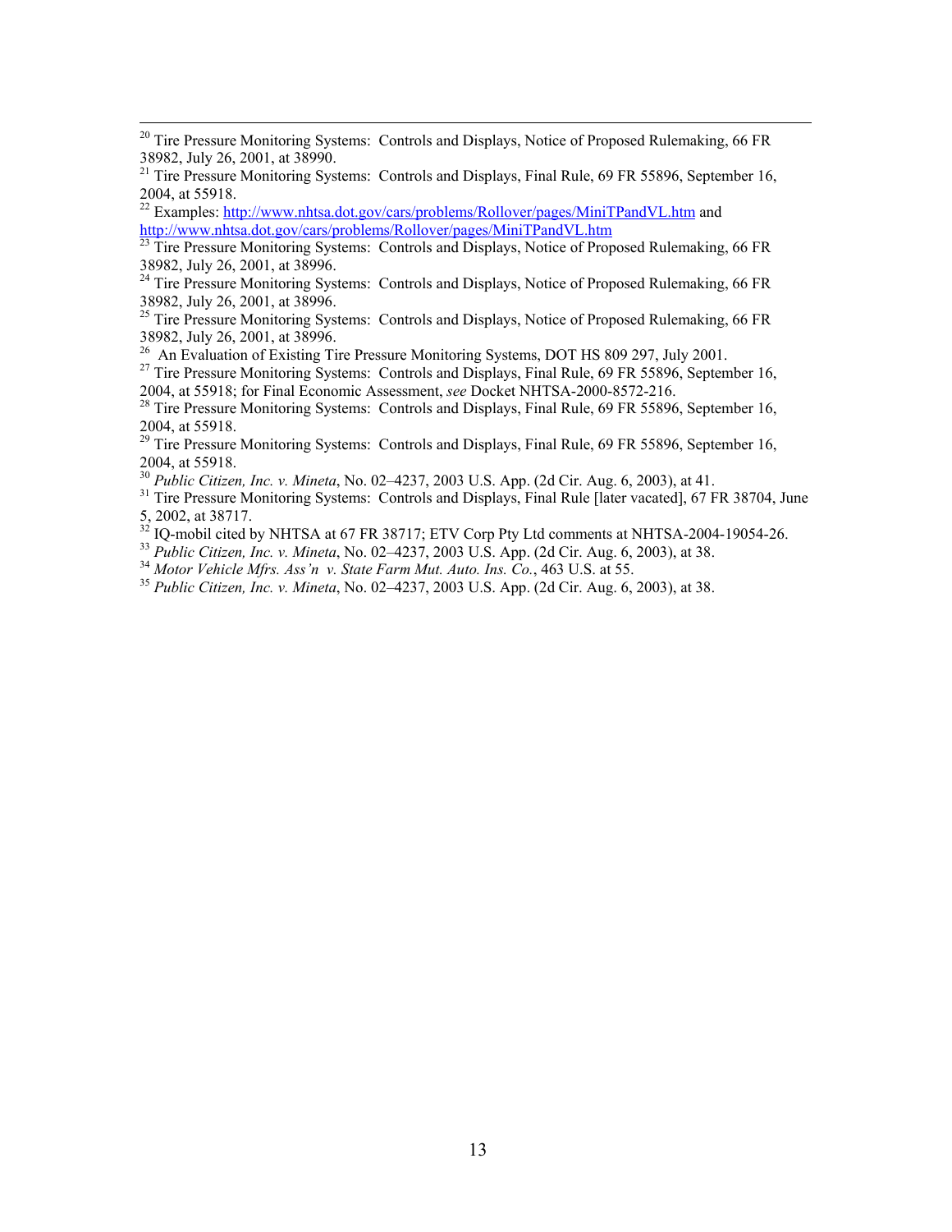[20] Tire Pressure Monitoring Systems: Controls and Displays, Notice of Proposed Rulemaking, 66 FR 38982, July 26, 2001, at 38990.

[21] Tire Pressure Monitoring Systems: Controls and Displays, Final Rule, 69 FR 55896, September 16, 2004, at 55918.

[22] Examples: http://www.nhtsa.dot.gov/cars/problems/Rollover/pages/MiniTPandVL.htm and http://www.nhtsa.dot.gov/cars/problems/Rollover/pages/MiniTPandVL.htm

[23] Tire Pressure Monitoring Systems: Controls and Displays, Notice of Proposed Rulemaking, 66 FR 38982, July 26, 2001, at 38996.

[24] Tire Pressure Monitoring Systems: Controls and Displays, Notice of Proposed Rulemaking, 66 FR 38982, July 26, 2001, at 38996.

[25] Tire Pressure Monitoring Systems: Controls and Displays, Notice of Proposed Rulemaking, 66 FR 38982, July 26, 2001, at 38996.

[26] An Evaluation of Existing Tire Pressure Monitoring Systems, DOT HS 809 297, July 2001.

[27] Tire Pressure Monitoring Systems: Controls and Displays, Final Rule, 69 FR 55896, September 16, 2004, at 55918; for Final Economic Assessment, *see* Docket NHTSA-2000-8572-216.

[28] Tire Pressure Monitoring Systems: Controls and Displays, Final Rule, 69 FR 55896, September 16, 2004, at 55918.

[29] Tire Pressure Monitoring Systems: Controls and Displays, Final Rule, 69 FR 55896, September 16, 2004, at 55918.

[30] *Public Citizen, Inc. v. Mineta*, No. 02–4237, 2003 U.S. App. (2d Cir. Aug. 6, 2003), at 41.

[31] Tire Pressure Monitoring Systems: Controls and Displays, Final Rule [later vacated], 67 FR 38704, June 5, 2002, at 38717.

[32] IQ-mobil cited by NHTSA at 67 FR 38717; ETV Corp Pty Ltd comments at NHTSA-2004-19054-26.

[33] *Public Citizen, Inc. v. Mineta*, No. 02–4237, 2003 U.S. App. (2d Cir. Aug. 6, 2003), at 38.

[34] *Motor Vehicle Mfrs. Ass'n v. State Farm Mut. Auto. Ins. Co.*, 463 U.S. at 55.

[35] *Public Citizen, Inc. v. Mineta*, No. 02–4237, 2003 U.S. App. (2d Cir. Aug. 6, 2003), at 38.